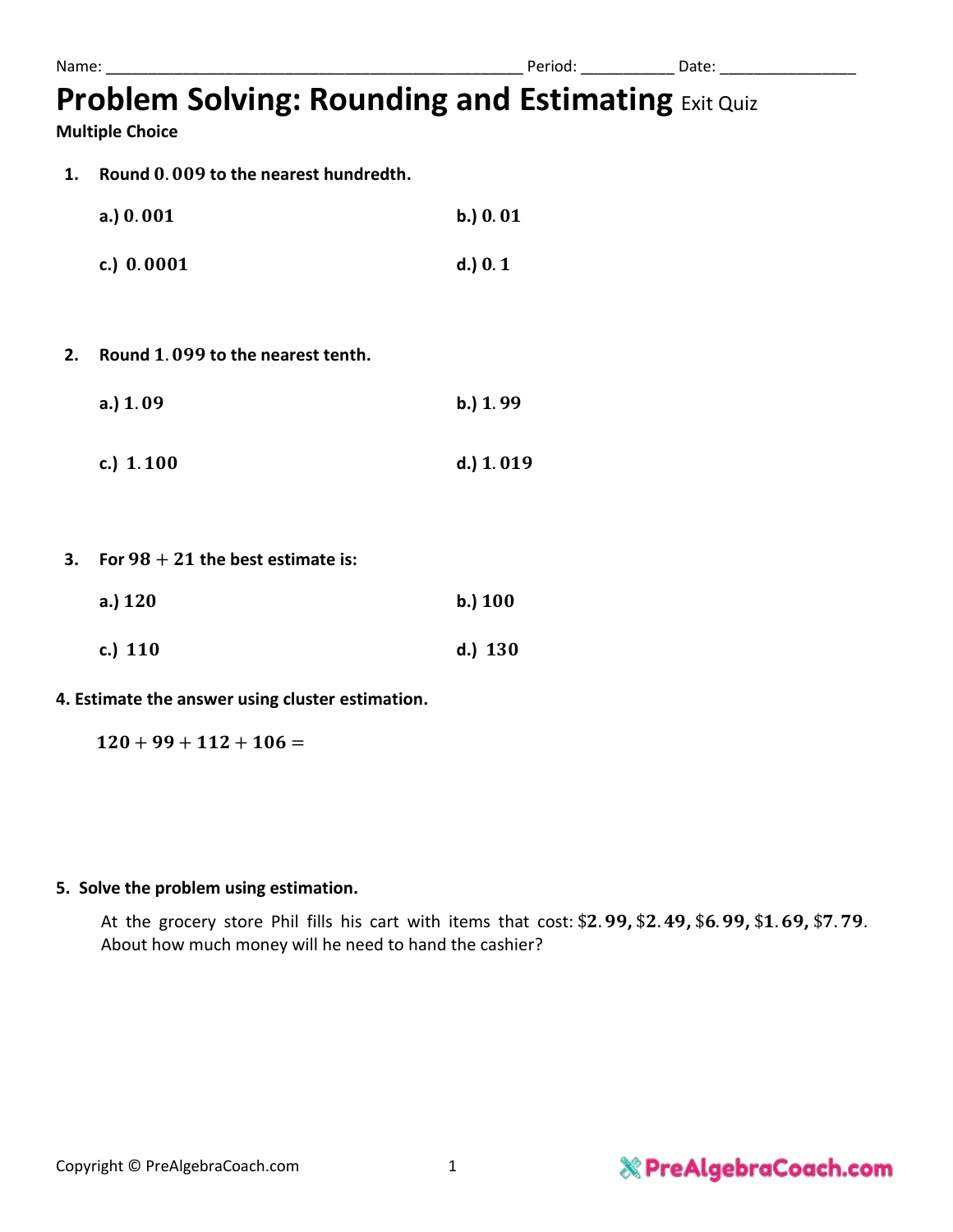Name: ______________________________________________ Period: __________ Date: _______________

# Problem Solving: Rounding and Estimating Exit Quiz

**Multiple Choice**

1. **Round $0.009$ to the nearest hundredth.**

   a.) $0.001$  b.) $0.01$

   c.) $0.0001$  d.) $0.1$

2. **Round $1.099$ to the nearest tenth.**

   a.) $1.09$  b.) $1.99$

   c.) $1.100$  d.) $1.019$

3. **For $98 + 21$ the best estimate is:**

   a.) $120$  b.) $100$

   c.) $110$  d.) $130$

**4. Estimate the answer using cluster estimation.**

$120 + 99 + 112 + 106 =$

**5. Solve the problem using estimation.**

At the grocery store Phil fills his cart with items that cost: $\$2.99$, $\$2.49$, $\$6.99$, $\$1.69$, $\$7.79$. About how much money will he need to hand the cashier?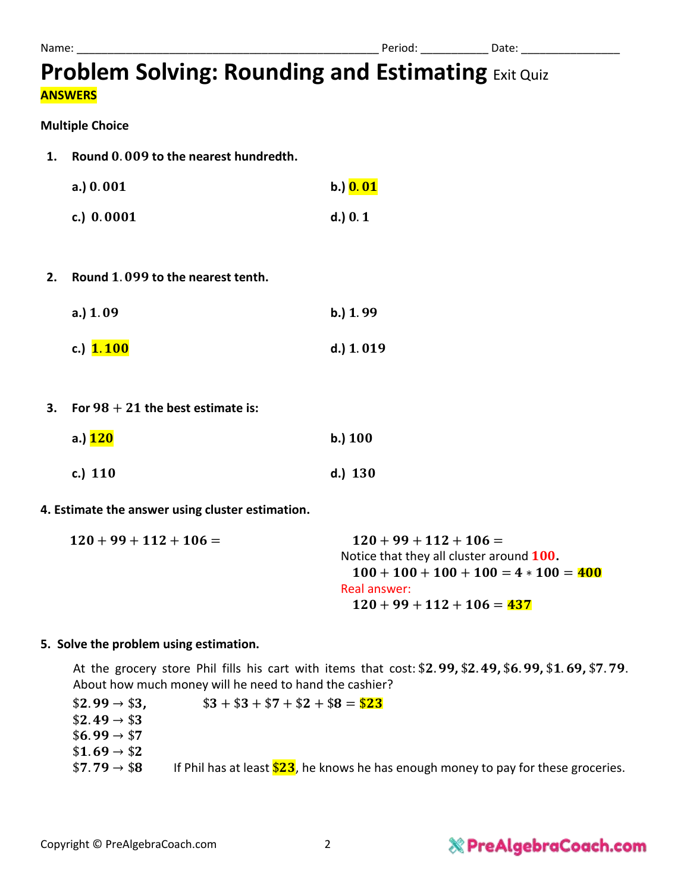Name: ______________________________________________ Period: __________ Date: _______________

# Problem Solving: Rounding and Estimating Exit Quiz

**ANSWERS**

**Multiple Choice**

1. **Round $0.009$ to the nearest hundredth.**

   a.) $0.001$ b.) $0.01$

   c.) $0.0001$ d.) $0.1$

2. **Round $1.099$ to the nearest tenth.**

   a.) $1.09$ b.) $1.99$

   c.) $1.100$ d.) $1.019$

3. **For $98 + 21$ the best estimate is:**

   a.) $120$ b.) $100$

   c.) $110$ d.) $130$

**4. Estimate the answer using cluster estimation.**

$120 + 99 + 112 + 106 =$

$120 + 99 + 112 + 106 =$

Notice that they all cluster around $100$.

$100 + 100 + 100 + 100 = 4 * 100 = 400$

Real answer:

$120 + 99 + 112 + 106 = 437$

**5. Solve the problem using estimation.**

At the grocery store Phil fills his cart with items that cost: $\$2.99, \$2.49, \$6.99, \$1.69, \$7.79$. About how much money will he need to hand the cashier?

$\$2.99 \rightarrow \$3,$

$\$2.49 \rightarrow \$3$

$\$6.99 \rightarrow \$7$

$\$1.69 \rightarrow \$2$

$\$7.79 \rightarrow \$8$

$\$3 + \$3 + \$7 + \$2 + \$8 = \$23$

If Phil has at least $\$23$, he knows he has enough money to pay for these groceries.

Copyright © PreAlgebraCoach.com